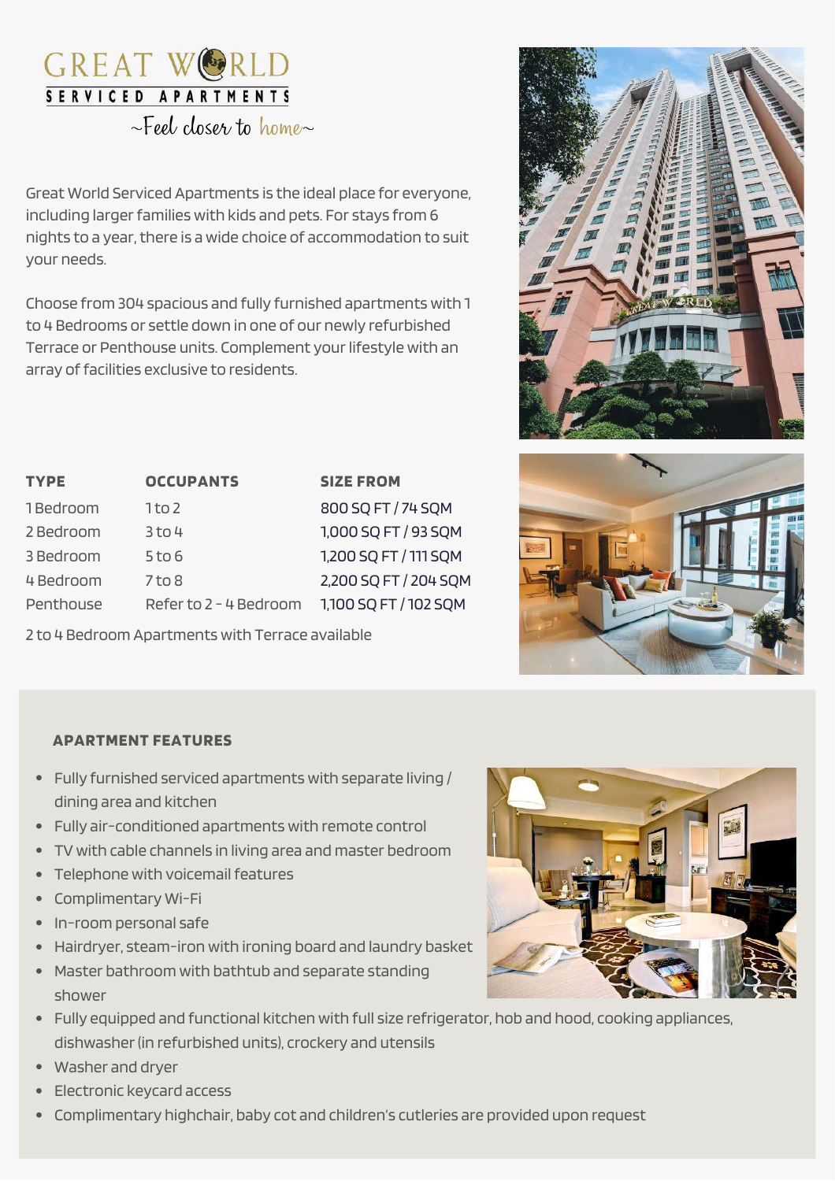# GREAT WORLD

**SERVICED APARTMENTS**

~Feel closer to home~

Great World Serviced Apartments is the ideal place for everyone, including larger families with kids and pets. For stays from 6 nights to a year, there is a wide choice of accommodation to suit your needs.

Choose from 304 spacious and fully furnished apartments with 1 to 4 Bedrooms or settle down in one of our newly refurbished Terrace or Penthouse units. Complement your lifestyle with an array of facilities exclusive to residents.

| TYPE | OCCUPANTS | SIZE FROM |
| --- | --- | --- |
| 1 Bedroom | 1 to 2 | 800 SQ FT / 74 SQM |
| 2 Bedroom | 3 to 4 | 1,000 SQ FT / 93 SQM |
| 3 Bedroom | 5 to 6 | 1,200 SQ FT / 111 SQM |
| 4 Bedroom | 7 to 8 | 2,200 SQ FT / 204 SQM |
| Penthouse | Refer to 2 - 4 Bedroom | 1,100 SQ FT / 102 SQM |

2 to 4 Bedroom Apartments with Terrace available

## APARTMENT FEATURES

- Fully furnished serviced apartments with separate living / dining area and kitchen
- Fully air-conditioned apartments with remote control
- TV with cable channels in living area and master bedroom
- Telephone with voicemail features
- Complimentary Wi-Fi
- In-room personal safe
- Hairdryer, steam-iron with ironing board and laundry basket
- Master bathroom with bathtub and separate standing shower
- Fully equipped and functional kitchen with full size refrigerator, hob and hood, cooking appliances, dishwasher (in refurbished units), crockery and utensils
- Washer and dryer
- Electronic keycard access
- Complimentary highchair, baby cot and children's cutleries are provided upon request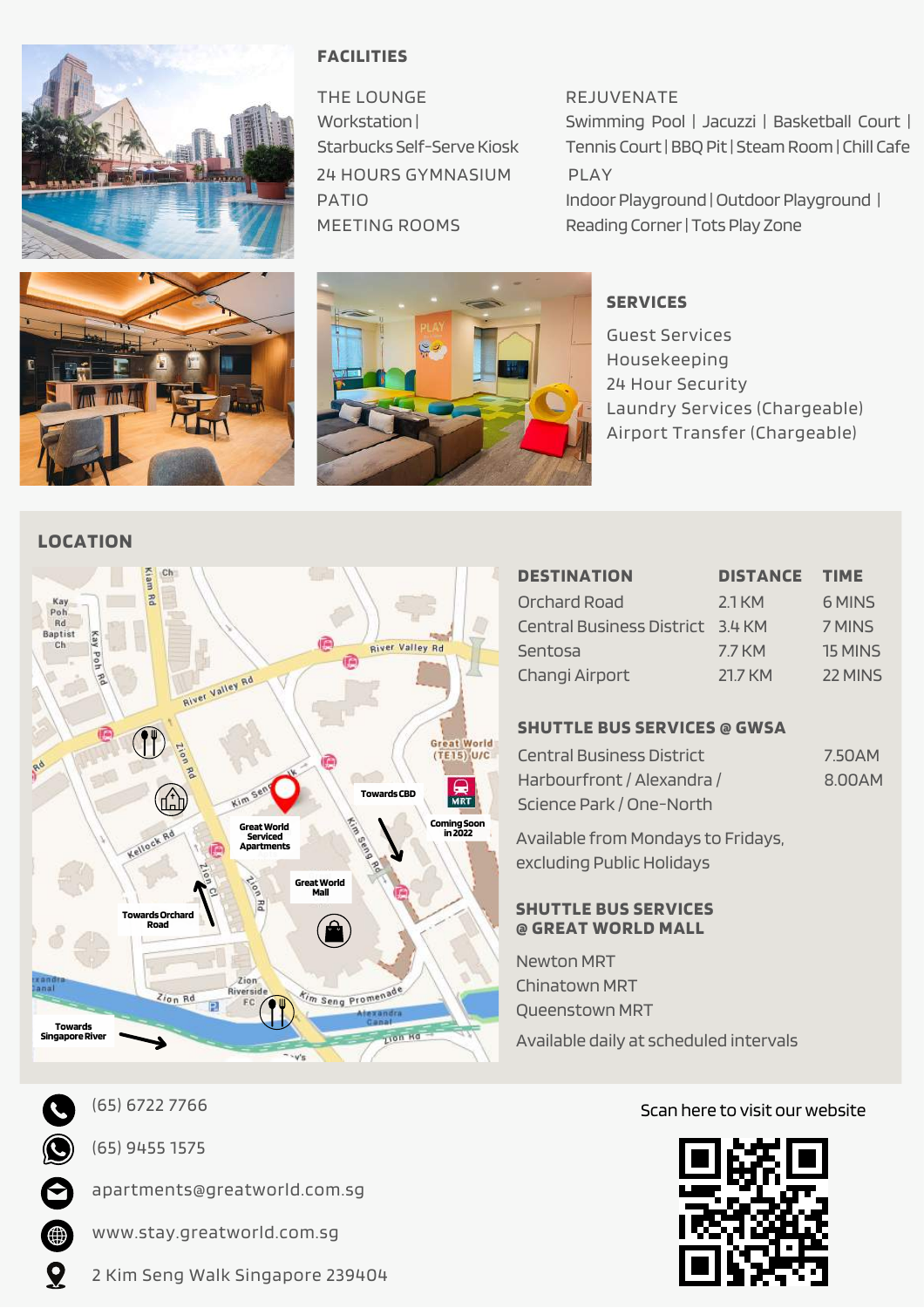## FACILITIES

THE LOUNGE
Workstation |
Starbucks Self-Serve Kiosk

24 HOURS GYMNASIUM

PATIO

MEETING ROOMS

REJUVENATE
Swimming Pool | Jacuzzi | Basketball Court | Tennis Court | BBQ Pit | Steam Room | Chill Cafe

PLAY
Indoor Playground | Outdoor Playground | Reading Corner | Tots Play Zone

## SERVICES

Guest Services
Housekeeping
24 Hour Security
Laundry Services (Chargeable)
Airport Transfer (Chargeable)

## LOCATION

| DESTINATION | DISTANCE | TIME |
|---|---|---|
| Orchard Road | 2.1 KM | 6 MINS |
| Central Business District | 3.4 KM | 7 MINS |
| Sentosa | 7.7 KM | 15 MINS |
| Changi Airport | 21.7 KM | 22 MINS |

### SHUTTLE BUS SERVICES @ GWSA

| | |
|---|---|
| Central Business District | 7.50AM |
| Harbourfront / Alexandra / Science Park / One-North | 8.00AM |

Available from Mondays to Fridays, excluding Public Holidays

### SHUTTLE BUS SERVICES @ GREAT WORLD MALL

Newton MRT
Chinatown MRT
Queenstown MRT

Available daily at scheduled intervals

(65) 6722 7766

(65) 9455 1575

apartments@greatworld.com.sg

www.stay.greatworld.com.sg

2 Kim Seng Walk Singapore 239404

Scan here to visit our website